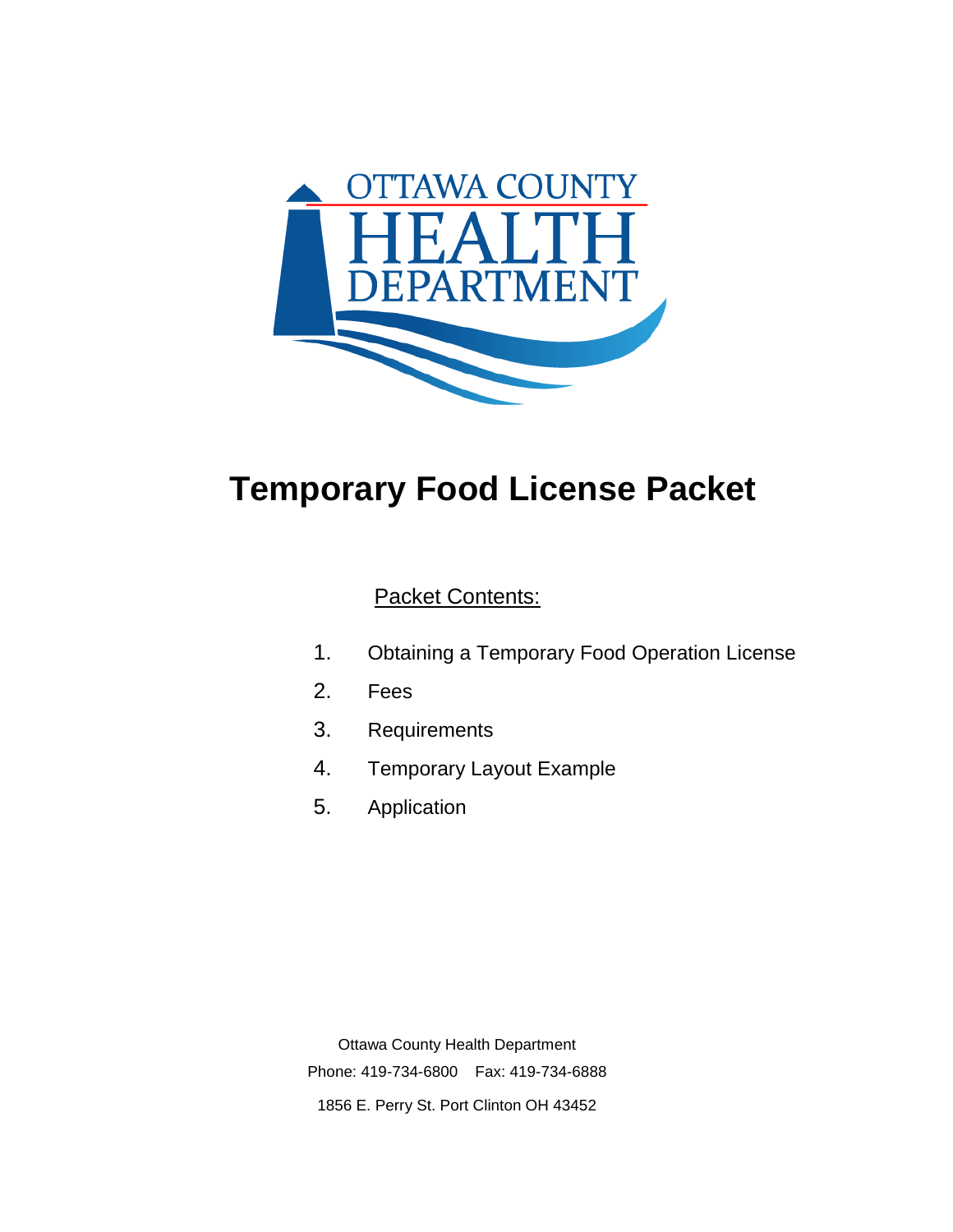OTTAWA COUNTY HEALTH DEPARTMENT

# Temporary Food License Packet

Packet Contents:

1. Obtaining a Temporary Food Operation License
2. Fees
3. Requirements
4. Temporary Layout Example
5. Application

Ottawa County Health Department

Phone: 419-734-6800 Fax: 419-734-6888

1856 E. Perry St. Port Clinton OH 43452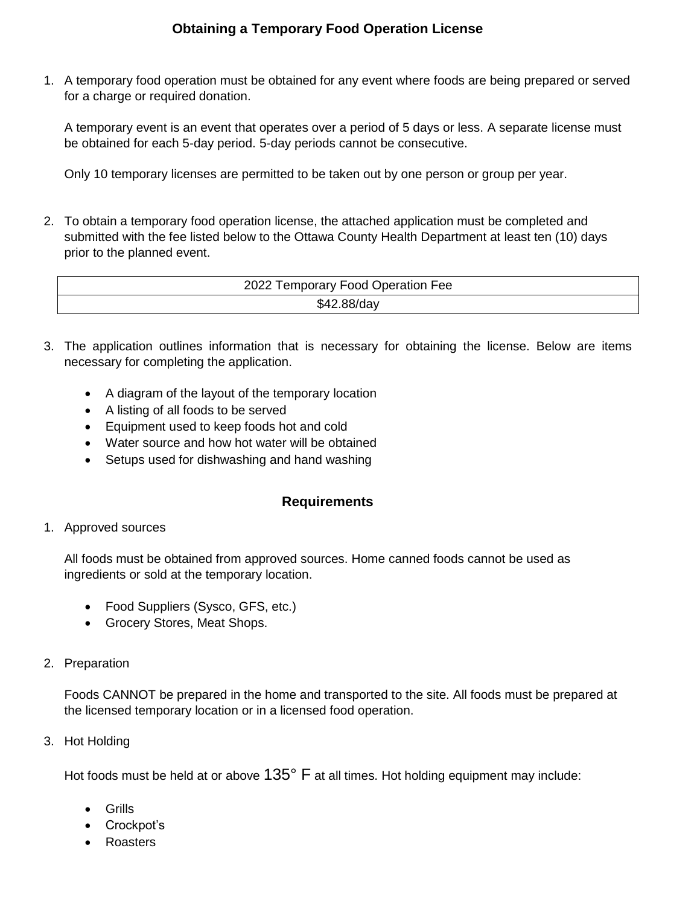## Obtaining a Temporary Food Operation License

1. A temporary food operation must be obtained for any event where foods are being prepared or served for a charge or required donation.

   A temporary event is an event that operates over a period of 5 days or less. A separate license must be obtained for each 5-day period. 5-day periods cannot be consecutive.

   Only 10 temporary licenses are permitted to be taken out by one person or group per year.

2. To obtain a temporary food operation license, the attached application must be completed and submitted with the fee listed below to the Ottawa County Health Department at least ten (10) days prior to the planned event.

| 2022 Temporary Food Operation Fee |
|---|
| $42.88/day |

3. The application outlines information that is necessary for obtaining the license. Below are items necessary for completing the application.

   - A diagram of the layout of the temporary location
   - A listing of all foods to be served
   - Equipment used to keep foods hot and cold
   - Water source and how hot water will be obtained
   - Setups used for dishwashing and hand washing

## Requirements

1. Approved sources

   All foods must be obtained from approved sources. Home canned foods cannot be used as ingredients or sold at the temporary location.

   - Food Suppliers (Sysco, GFS, etc.)
   - Grocery Stores, Meat Shops.

2. Preparation

   Foods CANNOT be prepared in the home and transported to the site. All foods must be prepared at the licensed temporary location or in a licensed food operation.

3. Hot Holding

   Hot foods must be held at or above 135° F at all times. Hot holding equipment may include:

   - Grills
   - Crockpot's
   - Roasters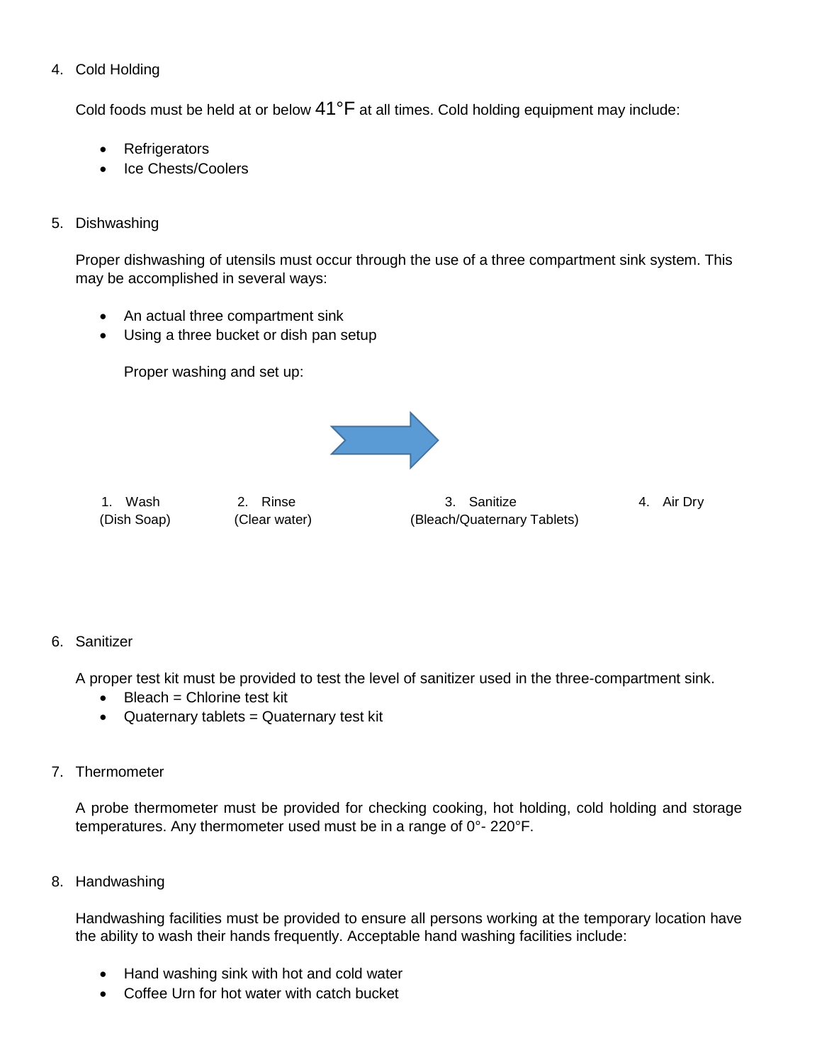4. Cold Holding

   Cold foods must be held at or below 41°F at all times. Cold holding equipment may include:

   - Refrigerators
   - Ice Chests/Coolers

5. Dishwashing

   Proper dishwashing of utensils must occur through the use of a three compartment sink system. This may be accomplished in several ways:

   - An actual three compartment sink
   - Using a three bucket or dish pan setup

   Proper washing and set up:

   1. Wash (Dish Soap)
   2. Rinse (Clear water)
   3. Sanitize (Bleach/Quaternary Tablets)
   4. Air Dry

6. Sanitizer

   A proper test kit must be provided to test the level of sanitizer used in the three-compartment sink.

   - Bleach = Chlorine test kit
   - Quaternary tablets = Quaternary test kit

7. Thermometer

   A probe thermometer must be provided for checking cooking, hot holding, cold holding and storage temperatures. Any thermometer used must be in a range of 0°- 220°F.

8. Handwashing

   Handwashing facilities must be provided to ensure all persons working at the temporary location have the ability to wash their hands frequently. Acceptable hand washing facilities include:

   - Hand washing sink with hot and cold water
   - Coffee Urn for hot water with catch bucket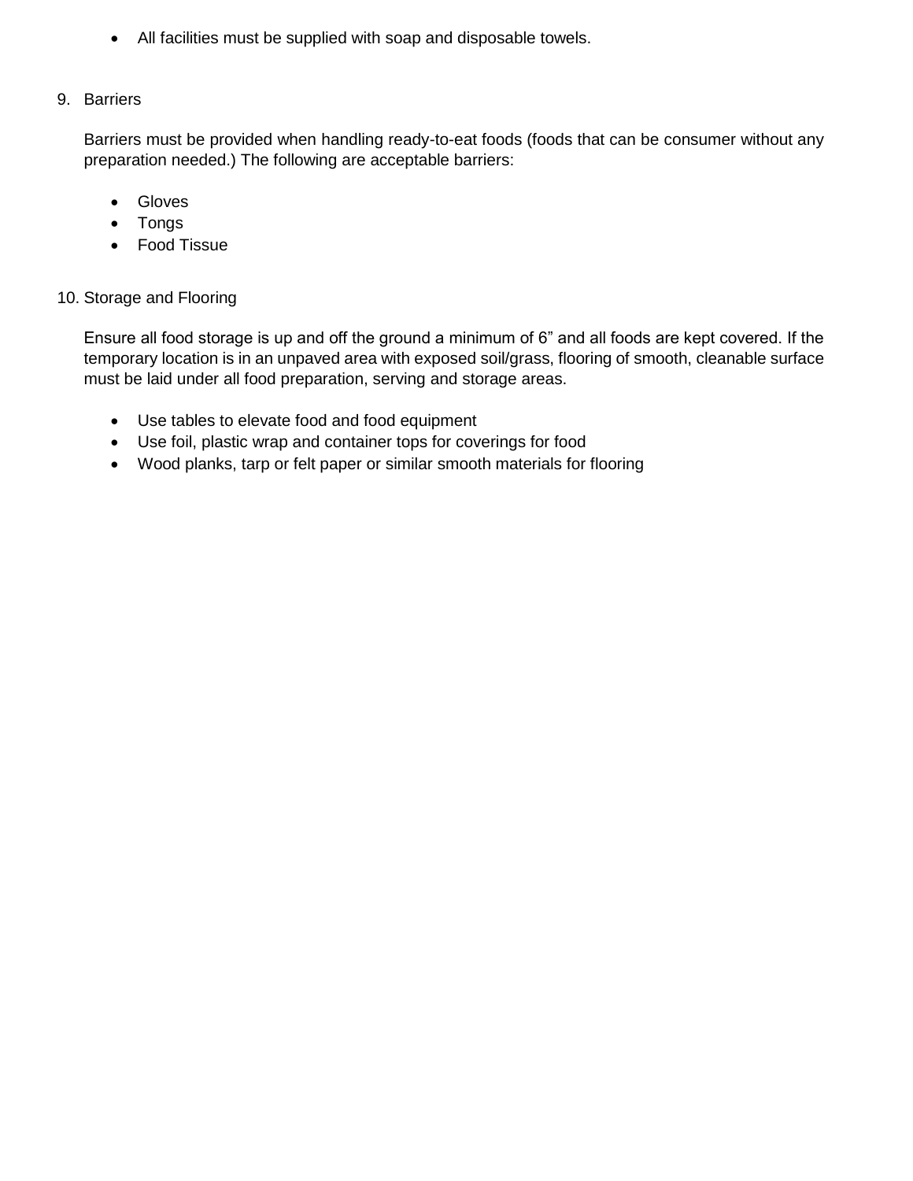- All facilities must be supplied with soap and disposable towels.

9. Barriers

   Barriers must be provided when handling ready-to-eat foods (foods that can be consumer without any preparation needed.) The following are acceptable barriers:

   - Gloves
   - Tongs
   - Food Tissue

10. Storage and Flooring

    Ensure all food storage is up and off the ground a minimum of 6" and all foods are kept covered. If the temporary location is in an unpaved area with exposed soil/grass, flooring of smooth, cleanable surface must be laid under all food preparation, serving and storage areas.

    - Use tables to elevate food and food equipment
    - Use foil, plastic wrap and container tops for coverings for food
    - Wood planks, tarp or felt paper or similar smooth materials for flooring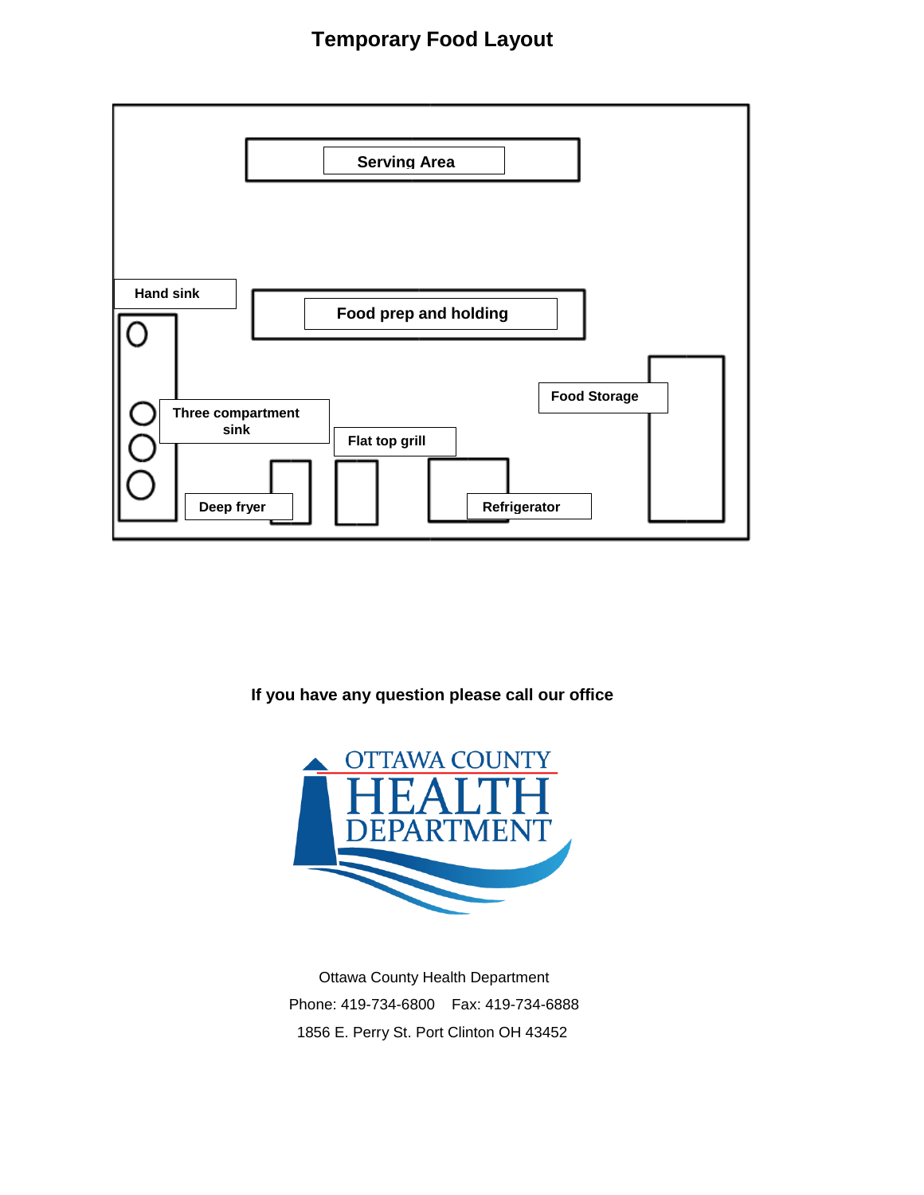# Temporary Food Layout

Serving Area

Hand sink

Food prep and holding

Food Storage

Three compartment sink

Flat top grill

Deep fryer

Refrigerator

**If you have any question please call our office**

OTTAWA COUNTY HEALTH DEPARTMENT

Ottawa County Health Department

Phone: 419-734-6800    Fax: 419-734-6888

1856 E. Perry St. Port Clinton OH 43452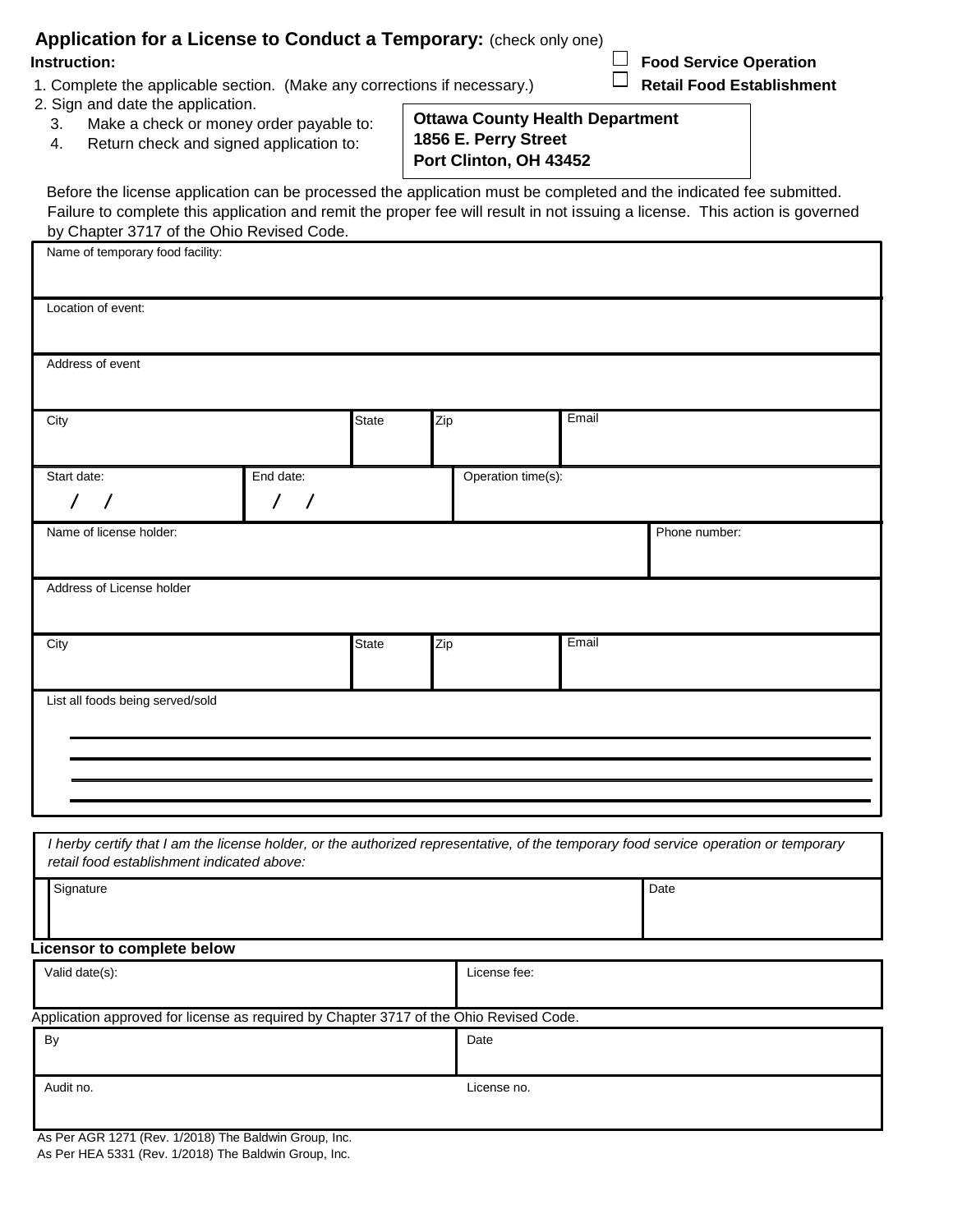## Application for a License to Conduct a Temporary: (check only one)

- ☐ **Food Service Operation**
- ☐ **Retail Food Establishment**

**Instruction:**

1. Complete the applicable section. (Make any corrections if necessary.)
2. Sign and date the application.
3. Make a check or money order payable to:
4. Return check and signed application to:

**Ottawa County Health Department**
**1856 E. Perry Street**
**Port Clinton, OH 43452**

Before the license application can be processed the application must be completed and the indicated fee submitted. Failure to complete this application and remit the proper fee will result in not issuing a license. This action is governed by Chapter 3717 of the Ohio Revised Code.

| Name of temporary food facility: | | | | |
|---|---|---|---|---|
| Location of event: | | | | |
| Address of event | | | | |
| City | State | Zip | Email | |
| Start date: / / | End date: / / | Operation time(s): | | |
| Name of license holder: | | | | Phone number: |
| Address of License holder | | | | |
| City | State | Zip | Email | |
| List all foods being served/sold | | | | |

*I herby certify that I am the license holder, or the authorized representative, of the temporary food service operation or temporary retail food establishment indicated above:*

| Signature | Date |
|---|---|
| | |

**Licensor to complete below**

| Valid date(s): | License fee: |
|---|---|
| | |

Application approved for license as required by Chapter 3717 of the Ohio Revised Code.

| By | Date |
|---|---|
| Audit no. | License no. |

As Per AGR 1271 (Rev. 1/2018) The Baldwin Group, Inc.
As Per HEA 5331 (Rev. 1/2018) The Baldwin Group, Inc.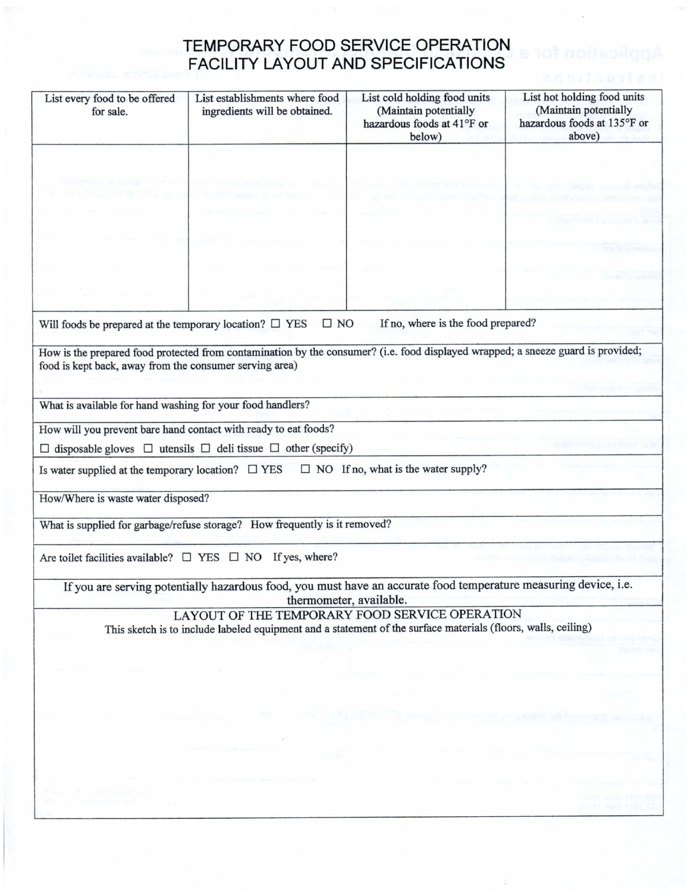# TEMPORARY FOOD SERVICE OPERATION FACILITY LAYOUT AND SPECIFICATIONS

| List every food to be offered for sale. | List establishments where food ingredients will be obtained. | List cold holding food units (Maintain potentially hazardous foods at 41°F or below) | List hot holding food units (Maintain potentially hazardous foods at 135°F or above) |
|---|---|---|---|
| | | | |

Will foods be prepared at the temporary location? ☐ YES ☐ NO If no, where is the food prepared?

How is the prepared food protected from contamination by the consumer? (i.e. food displayed wrapped; a sneeze guard is provided; food is kept back, away from the consumer serving area)

What is available for hand washing for your food handlers?

How will you prevent bare hand contact with ready to eat foods?

☐ disposable gloves ☐ utensils ☐ deli tissue ☐ other (specify)

Is water supplied at the temporary location? ☐ YES ☐ NO If no, what is the water supply?

How/Where is waste water disposed?

What is supplied for garbage/refuse storage? How frequently is it removed?

Are toilet facilities available? ☐ YES ☐ NO If yes, where?

If you are serving potentially hazardous food, you must have an accurate food temperature measuring device, i.e. thermometer, available.

## LAYOUT OF THE TEMPORARY FOOD SERVICE OPERATION

This sketch is to include labeled equipment and a statement of the surface materials (floors, walls, ceiling)